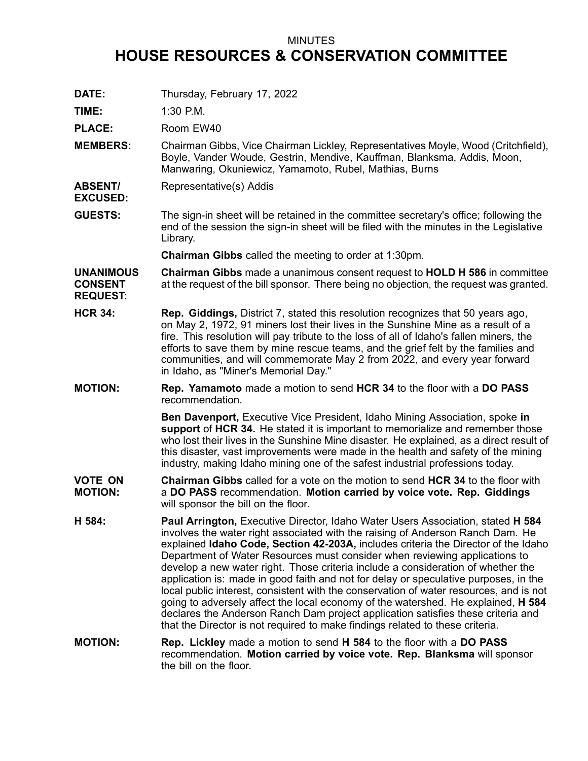MINUTES

# HOUSE RESOURCES & CONSERVATION COMMITTEE

**DATE:** Thursday, February 17, 2022

**TIME:** 1:30 P.M.

**PLACE:** Room EW40

**MEMBERS:** Chairman Gibbs, Vice Chairman Lickley, Representatives Moyle, Wood (Critchfield), Boyle, Vander Woude, Gestrin, Mendive, Kauffman, Blanksma, Addis, Moon, Manwaring, Okuniewicz, Yamamoto, Rubel, Mathias, Burns

**ABSENT/ EXCUSED:** Representative(s) Addis

**GUESTS:** The sign-in sheet will be retained in the committee secretary's office; following the end of the session the sign-in sheet will be filed with the minutes in the Legislative Library.

**Chairman Gibbs** called the meeting to order at 1:30pm.

**UNANIMOUS CONSENT REQUEST:** **Chairman Gibbs** made a unanimous consent request to **HOLD H 586** in committee at the request of the bill sponsor. There being no objection, the request was granted.

**HCR 34:** **Rep. Giddings,** District 7, stated this resolution recognizes that 50 years ago, on May 2, 1972, 91 miners lost their lives in the Sunshine Mine as a result of a fire. This resolution will pay tribute to the loss of all of Idaho's fallen miners, the efforts to save them by mine rescue teams, and the grief felt by the families and communities, and will commemorate May 2 from 2022, and every year forward in Idaho, as "Miner's Memorial Day."

**MOTION:** **Rep. Yamamoto** made a motion to send **HCR 34** to the floor with a **DO PASS** recommendation.

**Ben Davenport,** Executive Vice President, Idaho Mining Association, spoke **in support** of **HCR 34.** He stated it is important to memorialize and remember those who lost their lives in the Sunshine Mine disaster. He explained, as a direct result of this disaster, vast improvements were made in the health and safety of the mining industry, making Idaho mining one of the safest industrial professions today.

**VOTE ON MOTION:** **Chairman Gibbs** called for a vote on the motion to send **HCR 34** to the floor with a **DO PASS** recommendation. **Motion carried by voice vote. Rep. Giddings** will sponsor the bill on the floor.

**H 584:** **Paul Arrington,** Executive Director, Idaho Water Users Association, stated **H 584** involves the water right associated with the raising of Anderson Ranch Dam. He explained **Idaho Code, Section 42-203A,** includes criteria the Director of the Idaho Department of Water Resources must consider when reviewing applications to develop a new water right. Those criteria include a consideration of whether the application is: made in good faith and not for delay or speculative purposes, in the local public interest, consistent with the conservation of water resources, and is not going to adversely affect the local economy of the watershed. He explained, **H 584** declares the Anderson Ranch Dam project application satisfies these criteria and that the Director is not required to make findings related to these criteria.

**MOTION:** **Rep. Lickley** made a motion to send **H 584** to the floor with a **DO PASS** recommendation. **Motion carried by voice vote. Rep. Blanksma** will sponsor the bill on the floor.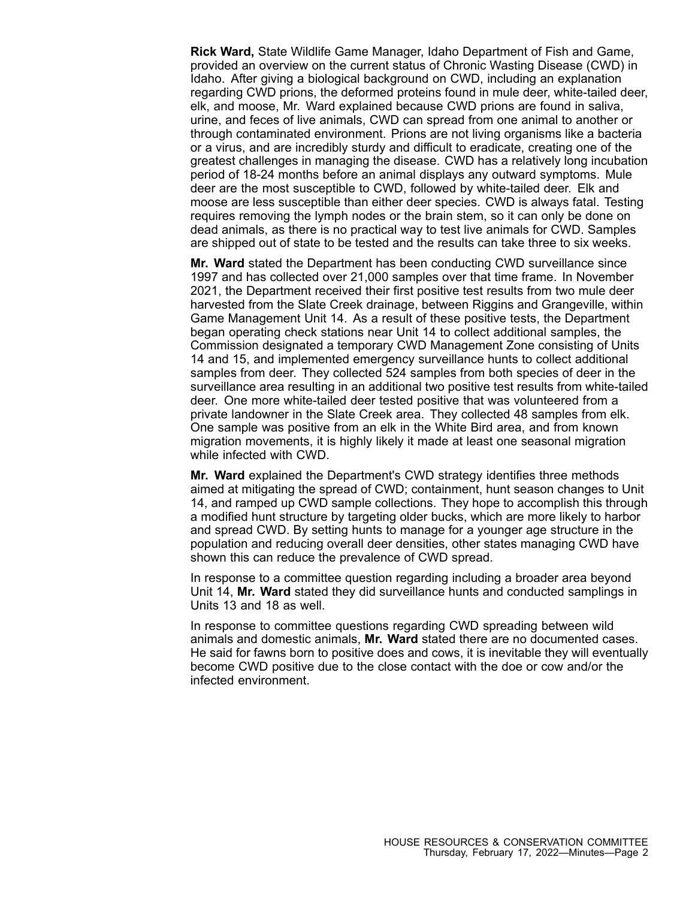**Rick Ward,** State Wildlife Game Manager, Idaho Department of Fish and Game, provided an overview on the current status of Chronic Wasting Disease (CWD) in Idaho. After giving a biological background on CWD, including an explanation regarding CWD prions, the deformed proteins found in mule deer, white-tailed deer, elk, and moose, Mr. Ward explained because CWD prions are found in saliva, urine, and feces of live animals, CWD can spread from one animal to another or through contaminated environment. Prions are not living organisms like a bacteria or a virus, and are incredibly sturdy and difficult to eradicate, creating one of the greatest challenges in managing the disease. CWD has a relatively long incubation period of 18-24 months before an animal displays any outward symptoms. Mule deer are the most susceptible to CWD, followed by white-tailed deer. Elk and moose are less susceptible than either deer species. CWD is always fatal. Testing requires removing the lymph nodes or the brain stem, so it can only be done on dead animals, as there is no practical way to test live animals for CWD. Samples are shipped out of state to be tested and the results can take three to six weeks.

**Mr. Ward** stated the Department has been conducting CWD surveillance since 1997 and has collected over 21,000 samples over that time frame. In November 2021, the Department received their first positive test results from two mule deer harvested from the Slate Creek drainage, between Riggins and Grangeville, within Game Management Unit 14. As a result of these positive tests, the Department began operating check stations near Unit 14 to collect additional samples, the Commission designated a temporary CWD Management Zone consisting of Units 14 and 15, and implemented emergency surveillance hunts to collect additional samples from deer. They collected 524 samples from both species of deer in the surveillance area resulting in an additional two positive test results from white-tailed deer. One more white-tailed deer tested positive that was volunteered from a private landowner in the Slate Creek area. They collected 48 samples from elk. One sample was positive from an elk in the White Bird area, and from known migration movements, it is highly likely it made at least one seasonal migration while infected with CWD.

**Mr. Ward** explained the Department's CWD strategy identifies three methods aimed at mitigating the spread of CWD; containment, hunt season changes to Unit 14, and ramped up CWD sample collections. They hope to accomplish this through a modified hunt structure by targeting older bucks, which are more likely to harbor and spread CWD. By setting hunts to manage for a younger age structure in the population and reducing overall deer densities, other states managing CWD have shown this can reduce the prevalence of CWD spread.

In response to a committee question regarding including a broader area beyond Unit 14, **Mr. Ward** stated they did surveillance hunts and conducted samplings in Units 13 and 18 as well.

In response to committee questions regarding CWD spreading between wild animals and domestic animals, **Mr. Ward** stated there are no documented cases. He said for fawns born to positive does and cows, it is inevitable they will eventually become CWD positive due to the close contact with the doe or cow and/or the infected environment.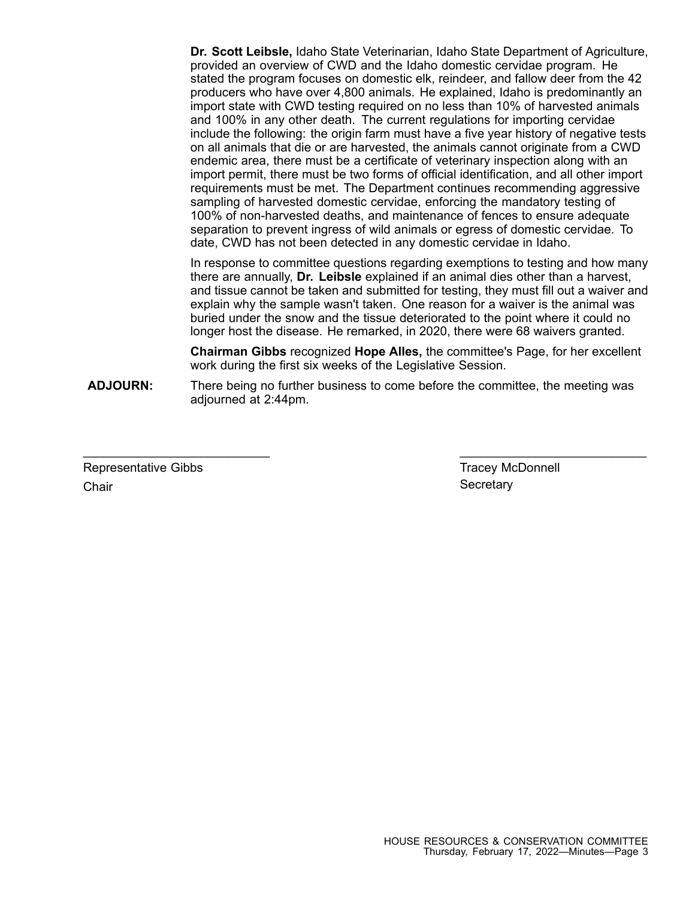**Dr. Scott Leibsle,** Idaho State Veterinarian, Idaho State Department of Agriculture, provided an overview of CWD and the Idaho domestic cervidae program. He stated the program focuses on domestic elk, reindeer, and fallow deer from the 42 producers who have over 4,800 animals. He explained, Idaho is predominantly an import state with CWD testing required on no less than 10% of harvested animals and 100% in any other death. The current regulations for importing cervidae include the following: the origin farm must have a five year history of negative tests on all animals that die or are harvested, the animals cannot originate from a CWD endemic area, there must be a certificate of veterinary inspection along with an import permit, there must be two forms of official identification, and all other import requirements must be met. The Department continues recommending aggressive sampling of harvested domestic cervidae, enforcing the mandatory testing of 100% of non-harvested deaths, and maintenance of fences to ensure adequate separation to prevent ingress of wild animals or egress of domestic cervidae. To date, CWD has not been detected in any domestic cervidae in Idaho.

In response to committee questions regarding exemptions to testing and how many there are annually, **Dr. Leibsle** explained if an animal dies other than a harvest, and tissue cannot be taken and submitted for testing, they must fill out a waiver and explain why the sample wasn't taken. One reason for a waiver is the animal was buried under the snow and the tissue deteriorated to the point where it could no longer host the disease. He remarked, in 2020, there were 68 waivers granted.

**Chairman Gibbs** recognized **Hope Alles,** the committee's Page, for her excellent work during the first six weeks of the Legislative Session.

**ADJOURN:** There being no further business to come before the committee, the meeting was adjourned at 2:44pm.

| | |
|---|---|
| ___________________________ | ___________________________ |
| Representative Gibbs | Tracey McDonnell |
| Chair | Secretary |